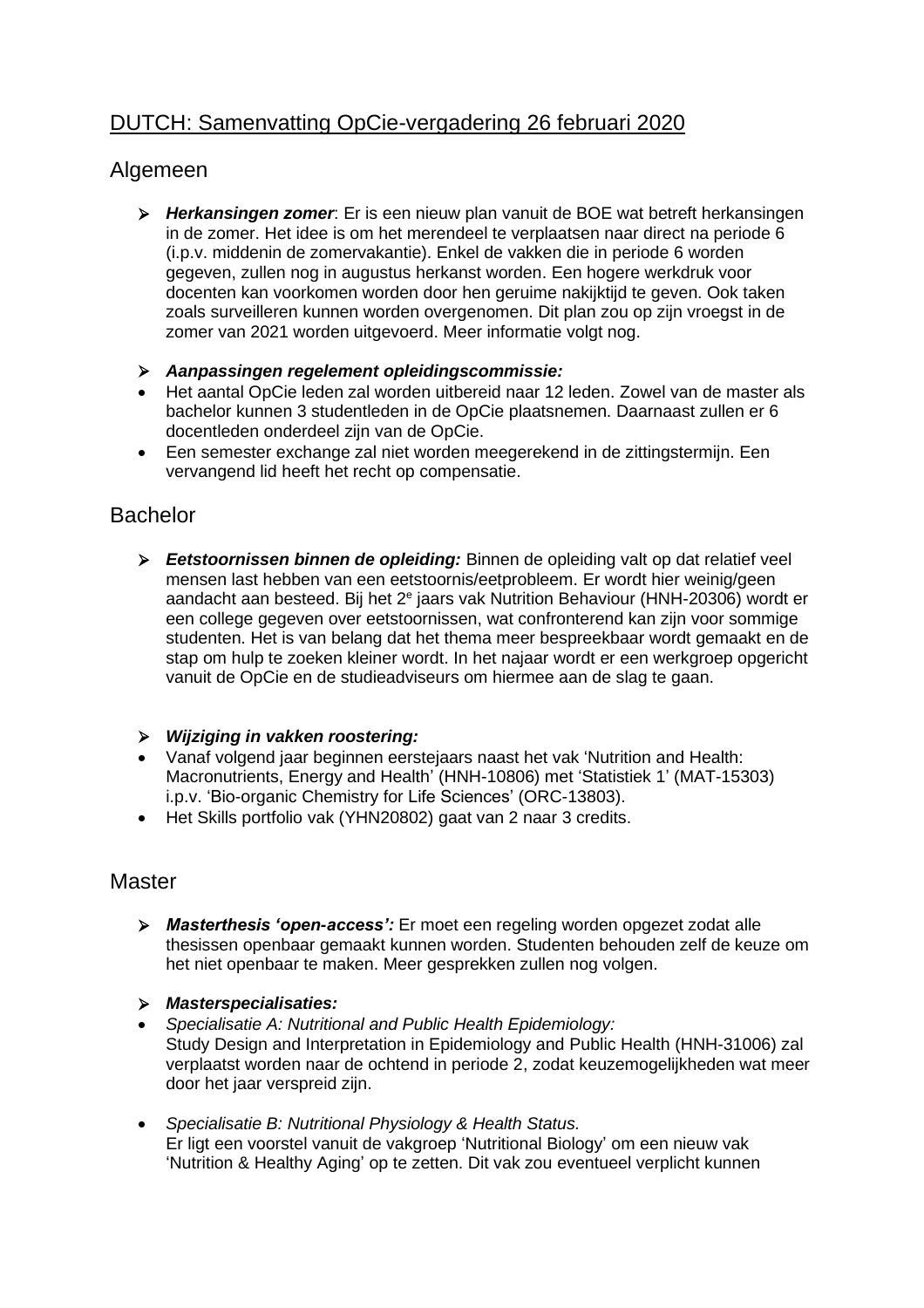# DUTCH: Samenvatting OpCie-vergadering 26 februari 2020

## Algemeen

- ***Herkansingen zomer***: Er is een nieuw plan vanuit de BOE wat betreft herkansingen in de zomer. Het idee is om het merendeel te verplaatsen naar direct na periode 6 (i.p.v. middenin de zomervakantie). Enkel de vakken die in periode 6 worden gegeven, zullen nog in augustus herkanst worden. Een hogere werkdruk voor docenten kan voorkomen worden door hen geruime nakijktijd te geven. Ook taken zoals surveilleren kunnen worden overgenomen. Dit plan zou op zijn vroegst in de zomer van 2021 worden uitgevoerd. Meer informatie volgt nog.

- ***Aanpassingen regelement opleidingscommissie:***
  - Het aantal OpCie leden zal worden uitbereid naar 12 leden. Zowel van de master als bachelor kunnen 3 studentleden in de OpCie plaatsnemen. Daarnaast zullen er 6 docentleden onderdeel zijn van de OpCie.
  - Een semester exchange zal niet worden meegerekend in de zittingstermijn. Een vervangend lid heeft het recht op compensatie.

## Bachelor

- ***Eetstoornissen binnen de opleiding:*** Binnen de opleiding valt op dat relatief veel mensen last hebben van een eetstoornis/eetprobleem. Er wordt hier weinig/geen aandacht aan besteed. Bij het 2e jaars vak Nutrition Behaviour (HNH-20306) wordt er een college gegeven over eetstoornissen, wat confronterend kan zijn voor sommige studenten. Het is van belang dat het thema meer bespreekbaar wordt gemaakt en de stap om hulp te zoeken kleiner wordt. In het najaar wordt er een werkgroep opgericht vanuit de OpCie en de studieadviseurs om hiermee aan de slag te gaan.

- ***Wijziging in vakken roostering:***
  - Vanaf volgend jaar beginnen eerstejaars naast het vak 'Nutrition and Health: Macronutrients, Energy and Health' (HNH-10806) met 'Statistiek 1' (MAT-15303) i.p.v. 'Bio-organic Chemistry for Life Sciences' (ORC-13803).
  - Het Skills portfolio vak (YHN20802) gaat van 2 naar 3 credits.

## Master

- ***Masterthesis 'open-access':*** Er moet een regeling worden opgezet zodat alle thesissen openbaar gemaakt kunnen worden. Studenten behouden zelf de keuze om het niet openbaar te maken. Meer gesprekken zullen nog volgen.

- ***Masterspecialisaties:***
  - *Specialisatie A: Nutritional and Public Health Epidemiology:*
    Study Design and Interpretation in Epidemiology and Public Health (HNH-31006) zal verplaatst worden naar de ochtend in periode 2, zodat keuzemogelijkheden wat meer door het jaar verspreid zijn.
  - *Specialisatie B: Nutritional Physiology & Health Status.*
    Er ligt een voorstel vanuit de vakgroep 'Nutritional Biology' om een nieuw vak 'Nutrition & Healthy Aging' op te zetten. Dit vak zou eventueel verplicht kunnen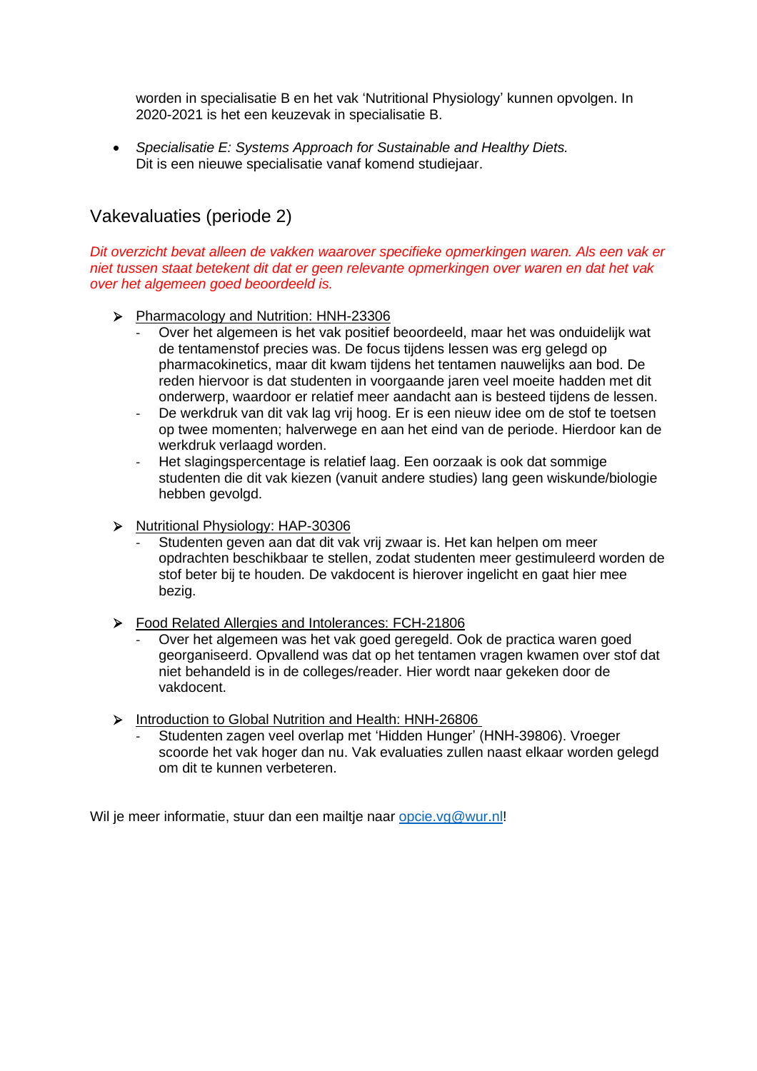worden in specialisatie B en het vak 'Nutritional Physiology' kunnen opvolgen. In 2020-2021 is het een keuzevak in specialisatie B.

- *Specialisatie E: Systems Approach for Sustainable and Healthy Diets.*
  Dit is een nieuwe specialisatie vanaf komend studiejaar.

## Vakevaluaties (periode 2)

*Dit overzicht bevat alleen de vakken waarover specifieke opmerkingen waren. Als een vak er niet tussen staat betekent dit dat er geen relevante opmerkingen over waren en dat het vak over het algemeen goed beoordeeld is.*

- Pharmacology and Nutrition: HNH-23306
  - Over het algemeen is het vak positief beoordeeld, maar het was onduidelijk wat de tentamenstof precies was. De focus tijdens lessen was erg gelegd op pharmacokinetics, maar dit kwam tijdens het tentamen nauwelijks aan bod. De reden hiervoor is dat studenten in voorgaande jaren veel moeite hadden met dit onderwerp, waardoor er relatief meer aandacht aan is besteed tijdens de lessen.
  - De werkdruk van dit vak lag vrij hoog. Er is een nieuw idee om de stof te toetsen op twee momenten; halverwege en aan het eind van de periode. Hierdoor kan de werkdruk verlaagd worden.
  - Het slagingspercentage is relatief laag. Een oorzaak is ook dat sommige studenten die dit vak kiezen (vanuit andere studies) lang geen wiskunde/biologie hebben gevolgd.

- Nutritional Physiology: HAP-30306
  - Studenten geven aan dat dit vak vrij zwaar is. Het kan helpen om meer opdrachten beschikbaar te stellen, zodat studenten meer gestimuleerd worden de stof beter bij te houden. De vakdocent is hierover ingelicht en gaat hier mee bezig.

- Food Related Allergies and Intolerances: FCH-21806
  - Over het algemeen was het vak goed geregeld. Ook de practica waren goed georganiseerd. Opvallend was dat op het tentamen vragen kwamen over stof dat niet behandeld is in de colleges/reader. Hier wordt naar gekeken door de vakdocent.

- Introduction to Global Nutrition and Health: HNH-26806
  - Studenten zagen veel overlap met 'Hidden Hunger' (HNH-39806). Vroeger scoorde het vak hoger dan nu. Vak evaluaties zullen naast elkaar worden gelegd om dit te kunnen verbeteren.

Wil je meer informatie, stuur dan een mailtje naar opcie.vg@wur.nl!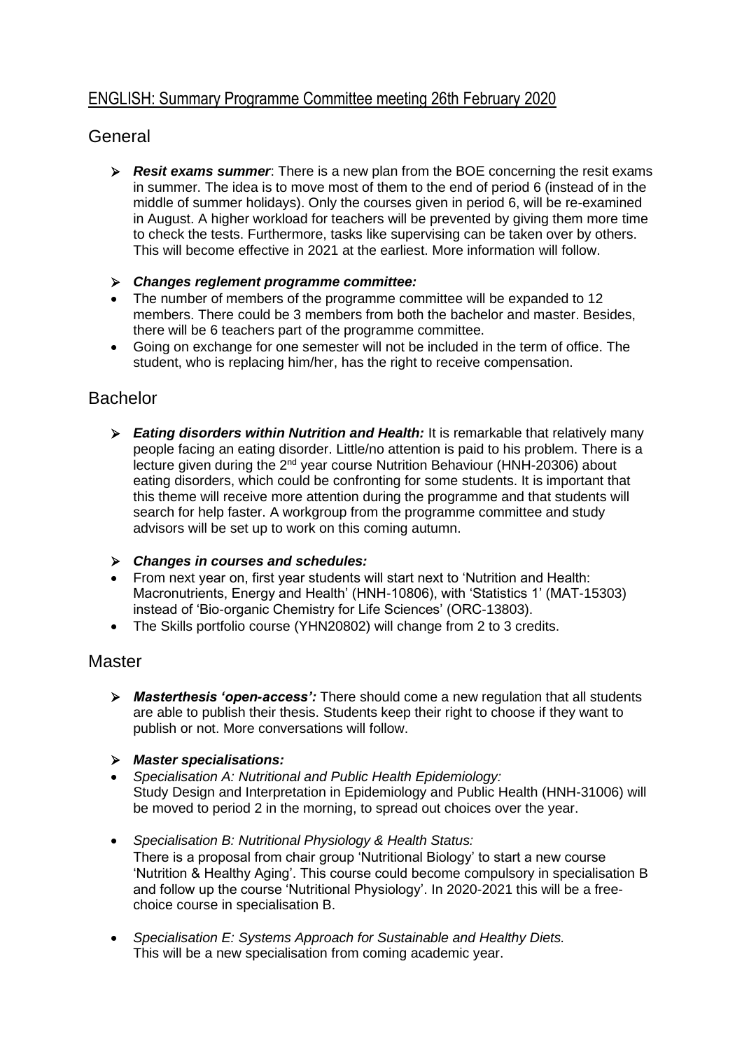# ENGLISH: Summary Programme Committee meeting 26th February 2020

## General

- ***Resit exams summer***: There is a new plan from the BOE concerning the resit exams in summer. The idea is to move most of them to the end of period 6 (instead of in the middle of summer holidays). Only the courses given in period 6, will be re-examined in August. A higher workload for teachers will be prevented by giving them more time to check the tests. Furthermore, tasks like supervising can be taken over by others. This will become effective in 2021 at the earliest. More information will follow.

- ***Changes reglement programme committee:***
  - The number of members of the programme committee will be expanded to 12 members. There could be 3 members from both the bachelor and master. Besides, there will be 6 teachers part of the programme committee.
  - Going on exchange for one semester will not be included in the term of office. The student, who is replacing him/her, has the right to receive compensation.

## Bachelor

- ***Eating disorders within Nutrition and Health:*** It is remarkable that relatively many people facing an eating disorder. Little/no attention is paid to his problem. There is a lecture given during the 2nd year course Nutrition Behaviour (HNH-20306) about eating disorders, which could be confronting for some students. It is important that this theme will receive more attention during the programme and that students will search for help faster. A workgroup from the programme committee and study advisors will be set up to work on this coming autumn.

- ***Changes in courses and schedules:***
  - From next year on, first year students will start next to 'Nutrition and Health: Macronutrients, Energy and Health' (HNH-10806), with 'Statistics 1' (MAT-15303) instead of 'Bio-organic Chemistry for Life Sciences' (ORC-13803).
  - The Skills portfolio course (YHN20802) will change from 2 to 3 credits.

## Master

- ***Masterthesis 'open-access':*** There should come a new regulation that all students are able to publish their thesis. Students keep their right to choose if they want to publish or not. More conversations will follow.

- ***Master specialisations:***
  - *Specialisation A: Nutritional and Public Health Epidemiology:*
    Study Design and Interpretation in Epidemiology and Public Health (HNH-31006) will be moved to period 2 in the morning, to spread out choices over the year.
  - *Specialisation B: Nutritional Physiology & Health Status:*
    There is a proposal from chair group 'Nutritional Biology' to start a new course 'Nutrition & Healthy Aging'. This course could become compulsory in specialisation B and follow up the course 'Nutritional Physiology'. In 2020-2021 this will be a free-choice course in specialisation B.
  - *Specialisation E: Systems Approach for Sustainable and Healthy Diets.*
    This will be a new specialisation from coming academic year.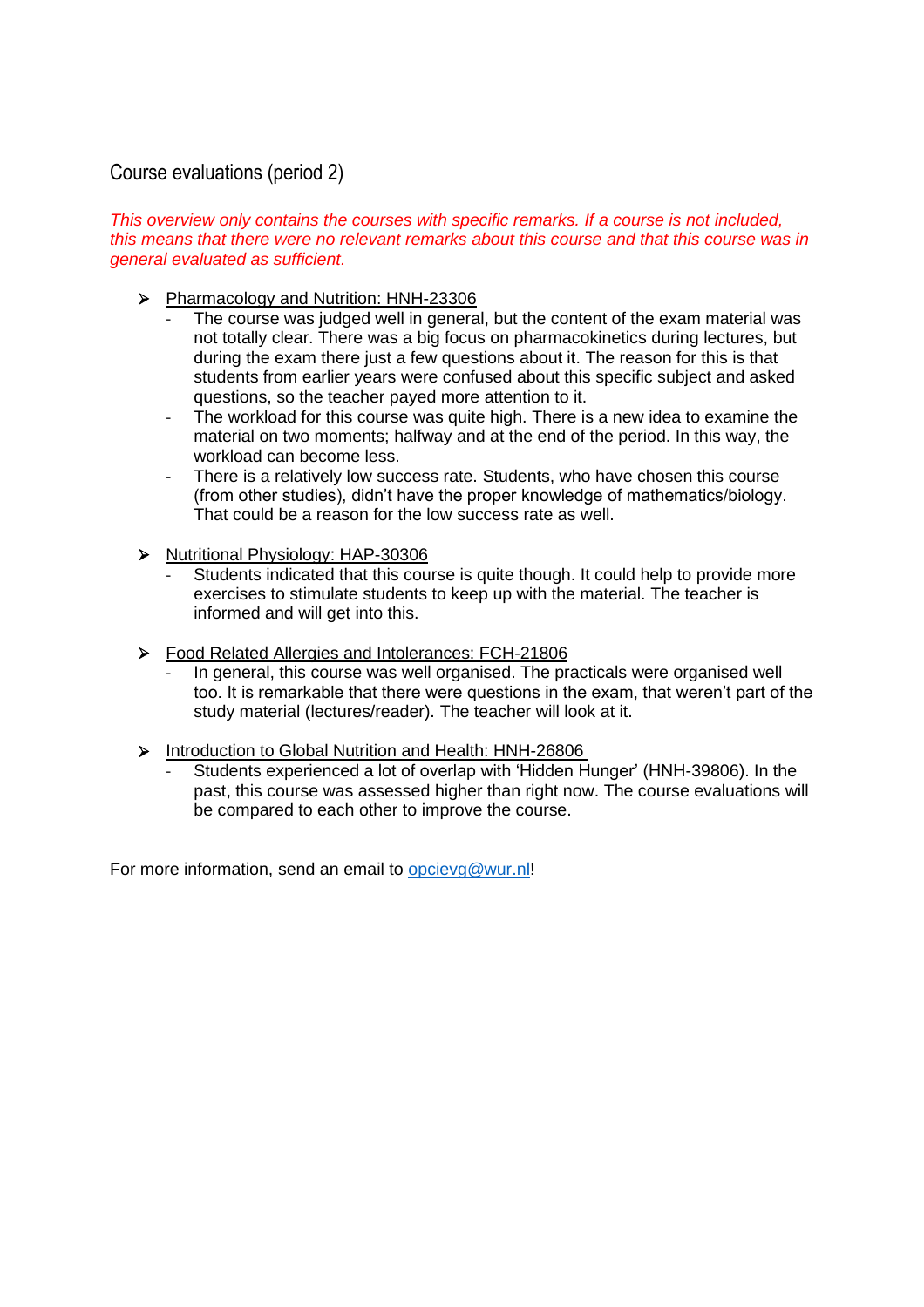## Course evaluations (period 2)

*This overview only contains the courses with specific remarks. If a course is not included, this means that there were no relevant remarks about this course and that this course was in general evaluated as sufficient.*

- Pharmacology and Nutrition: HNH-23306
  - The course was judged well in general, but the content of the exam material was not totally clear. There was a big focus on pharmacokinetics during lectures, but during the exam there just a few questions about it. The reason for this is that students from earlier years were confused about this specific subject and asked questions, so the teacher payed more attention to it.
  - The workload for this course was quite high. There is a new idea to examine the material on two moments; halfway and at the end of the period. In this way, the workload can become less.
  - There is a relatively low success rate. Students, who have chosen this course (from other studies), didn't have the proper knowledge of mathematics/biology. That could be a reason for the low success rate as well.

- Nutritional Physiology: HAP-30306
  - Students indicated that this course is quite though. It could help to provide more exercises to stimulate students to keep up with the material. The teacher is informed and will get into this.

- Food Related Allergies and Intolerances: FCH-21806
  - In general, this course was well organised. The practicals were organised well too. It is remarkable that there were questions in the exam, that weren't part of the study material (lectures/reader). The teacher will look at it.

- Introduction to Global Nutrition and Health: HNH-26806
  - Students experienced a lot of overlap with 'Hidden Hunger' (HNH-39806). In the past, this course was assessed higher than right now. The course evaluations will be compared to each other to improve the course.

For more information, send an email to opcievg@wur.nl!